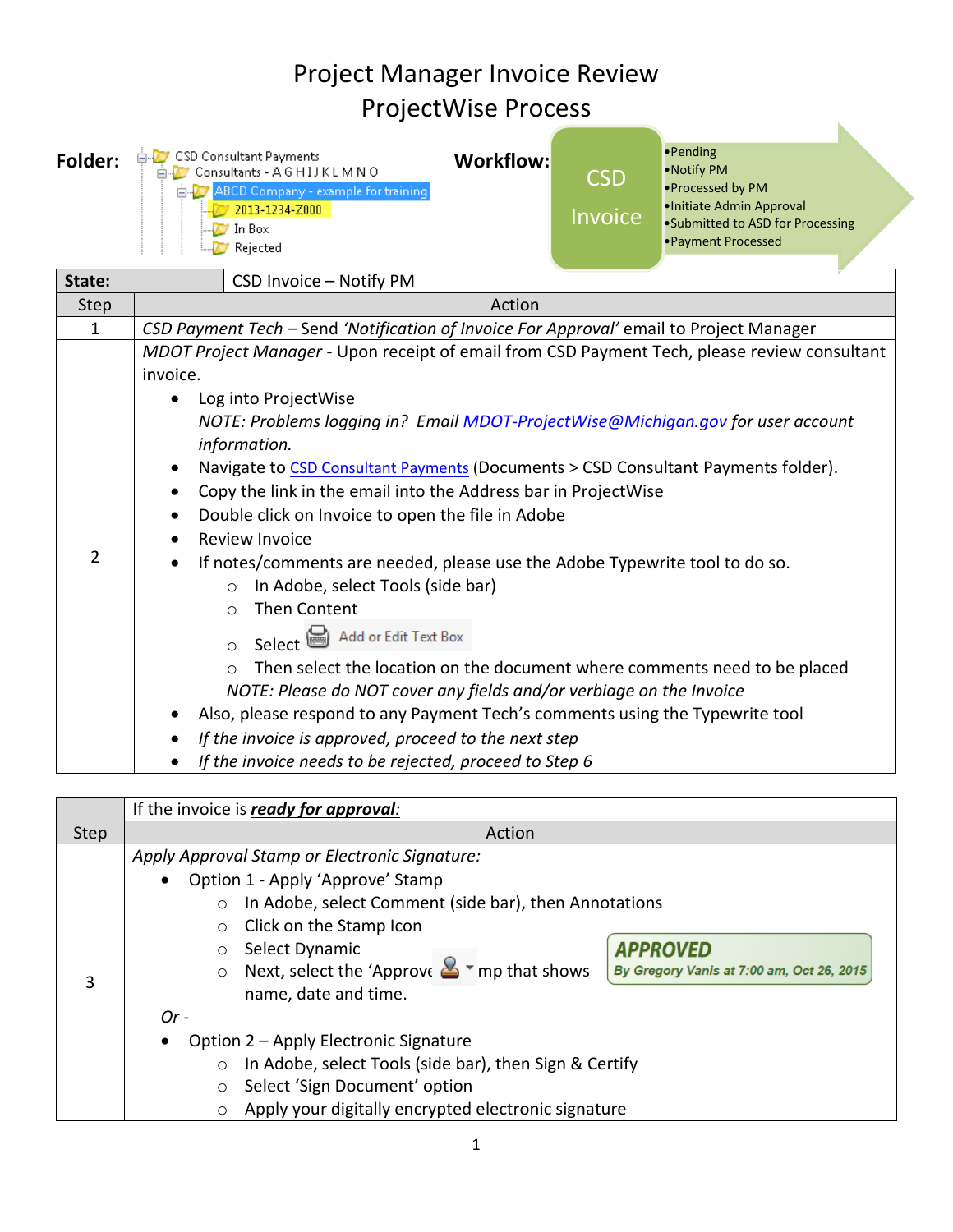# Project Manager Invoice Review
# ProjectWise Process

**Folder:**

- CSD Consultant Payments
  - Consultants - A G H I J K L M N O
    - ABCD Company - example for training
      - 2013-1234-Z000
      - In Box
      - Rejected

**Workflow:**

CSD Invoice

- Pending
- Notify PM
- Processed by PM
- Initiate Admin Approval
- Submitted to ASD for Processing
- Payment Processed

| State: | CSD Invoice – Notify PM |
|---|---|
| **Step** | **Action** |
| 1 | *CSD Payment Tech* – Send *'Notification of Invoice For Approval'* email to Project Manager |
| 2 | *MDOT Project Manager* - Upon receipt of email from CSD Payment Tech, please review consultant invoice.<br>• Log into ProjectWise<br>*NOTE: Problems logging in? Email MDOT-ProjectWise@Michigan.gov for user account information.*<br>• Navigate to CSD Consultant Payments (Documents > CSD Consultant Payments folder).<br>• Copy the link in the email into the Address bar in ProjectWise<br>• Double click on Invoice to open the file in Adobe<br>• Review Invoice<br>• If notes/comments are needed, please use the Adobe Typewrite tool to do so.<br>○ In Adobe, select Tools (side bar)<br>○ Then Content<br>○ Select Add or Edit Text Box<br>○ Then select the location on the document where comments need to be placed<br>*NOTE: Please do NOT cover any fields and/or verbiage on the Invoice*<br>• Also, please respond to any Payment Tech's comments using the Typewrite tool<br>• *If the invoice is approved, proceed to the next step*<br>• *If the invoice needs to be rejected, proceed to Step 6* |

| | If the invoice is ***ready for approval***: |
|---|---|
| **Step** | **Action** |
| 3 | *Apply Approval Stamp or Electronic Signature:*<br>• Option 1 - Apply 'Approve' Stamp<br>○ In Adobe, select Comment (side bar), then Annotations<br>○ Click on the Stamp Icon<br>○ Select Dynamic<br>○ Next, select the 'Approve[d' sta]mp that shows name, date and time.<br>APPROVED *By Gregory Vanis at 7:00 am, Oct 26, 2015*<br>*Or -*<br>• Option 2 – Apply Electronic Signature<br>○ In Adobe, select Tools (side bar), then Sign & Certify<br>○ Select 'Sign Document' option<br>○ Apply your digitally encrypted electronic signature |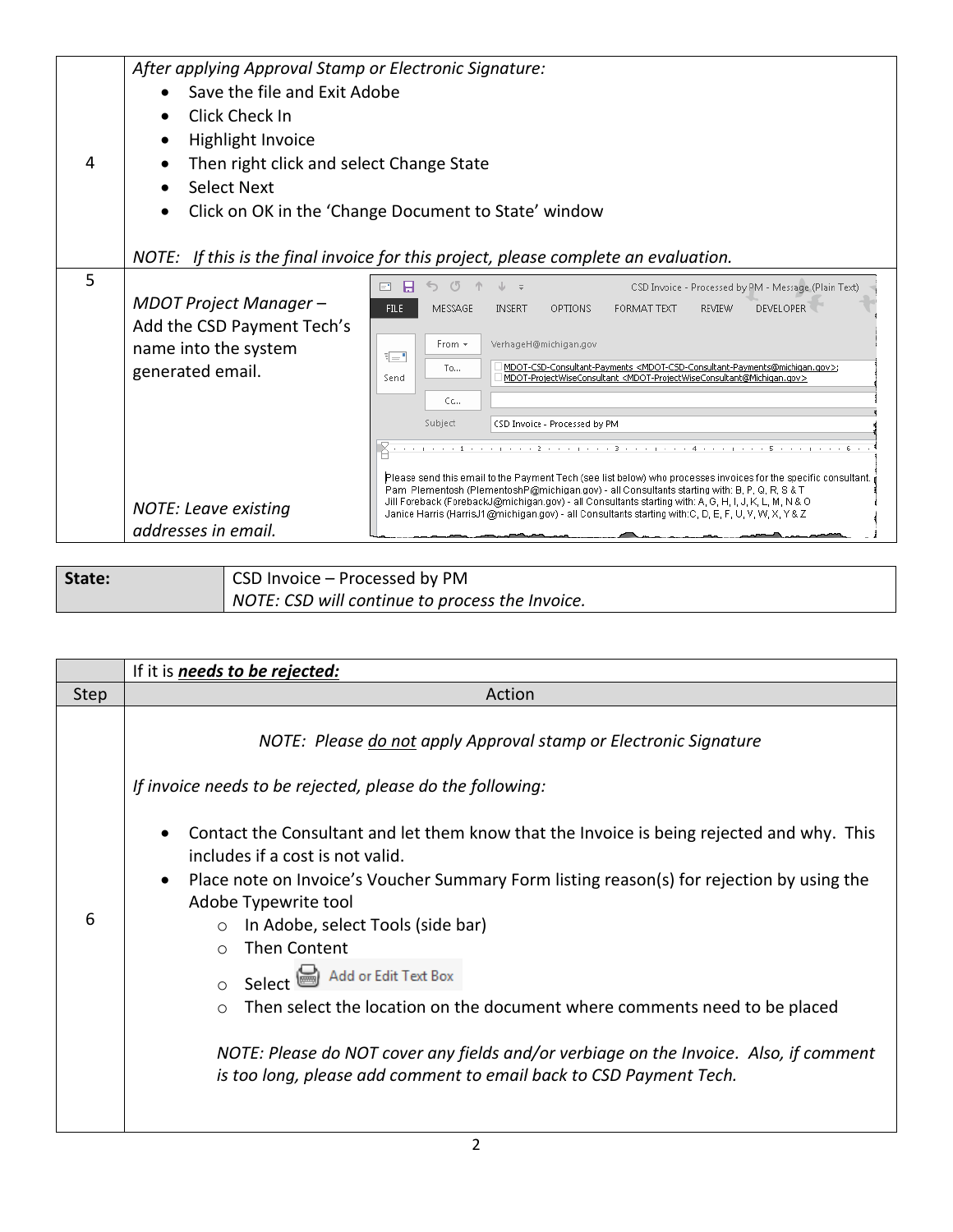| | |
|---|---|
| 4 | *After applying Approval Stamp or Electronic Signature:*<br>• Save the file and Exit Adobe<br>• Click Check In<br>• Highlight Invoice<br>• Then right click and select Change State<br>• Select Next<br>• Click on OK in the 'Change Document to State' window<br><br>*NOTE: If this is the final invoice for this project, please complete an evaluation.* |
| 5 | *MDOT Project Manager – Add the CSD Payment Tech's name into the system generated email.*<br><br>*NOTE: Leave existing addresses in email.*<br><br>CSD Invoice - Processed by PM - Message (Plain Text)<br>From: VerhageH@michigan.gov<br>To: MDOT-CSD-Consultant-Payments <MDOT-CSD-Consultant-Payments@michigan.gov>; MDOT-ProjectWiseConsultant <MDOT-ProjectWiseConsultant@Michigan.gov><br>Cc:<br>Subject: CSD Invoice - Processed by PM<br><br>Please send this email to the Payment Tech (see list below) who processes invoices for the specific consultant.<br>Pam Plementosh (PlementoshP@michigan.gov) - all Consultants starting with: B, P, Q, R, S & T<br>Jill Foreback (ForebackJ@michigan.gov) - all Consultants starting with: A, G, H, I, J, K, L, M, N & O<br>Janice Harris (HarrisJ1@michigan.gov) - all Consultants starting with:C, D, E, F, U, V, W, X, Y & Z |

| **State:** | CSD Invoice – Processed by PM<br>*NOTE: CSD will continue to process the Invoice.* |
|---|---|

| | If it is ***needs to be rejected:*** |
|---|---|
| Step | Action |
| 6 | *NOTE: Please do not apply Approval stamp or Electronic Signature*<br><br>*If invoice needs to be rejected, please do the following:*<br><br>• Contact the Consultant and let them know that the Invoice is being rejected and why. This includes if a cost is not valid.<br>• Place note on Invoice's Voucher Summary Form listing reason(s) for rejection by using the Adobe Typewrite tool<br>  ○ In Adobe, select Tools (side bar)<br>  ○ Then Content<br>  ○ Select Add or Edit Text Box<br>  ○ Then select the location on the document where comments need to be placed<br><br>*NOTE: Please do NOT cover any fields and/or verbiage on the Invoice. Also, if comment is too long, please add comment to email back to CSD Payment Tech.* |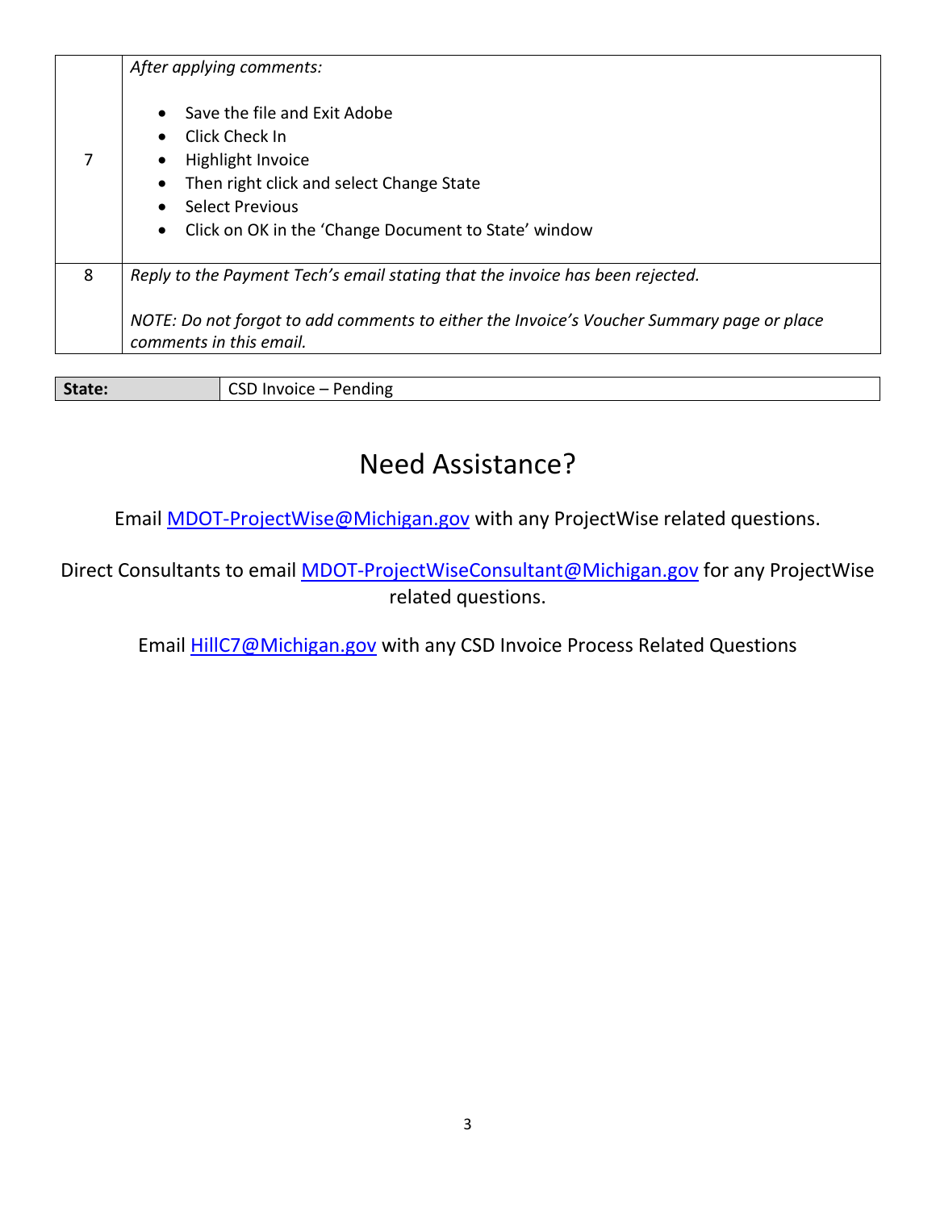| | |
|---|---|
| 7 | *After applying comments:*<br><br>• Save the file and Exit Adobe<br>• Click Check In<br>• Highlight Invoice<br>• Then right click and select Change State<br>• Select Previous<br>• Click on OK in the 'Change Document to State' window |
| 8 | *Reply to the Payment Tech's email stating that the invoice has been rejected.*<br><br>*NOTE: Do not forgot to add comments to either the Invoice's Voucher Summary page or place comments in this email.* |

| | |
|---|---|
| **State:** | CSD Invoice – Pending |

# Need Assistance?

Email MDOT-ProjectWise@Michigan.gov with any ProjectWise related questions.

Direct Consultants to email MDOT-ProjectWiseConsultant@Michigan.gov for any ProjectWise related questions.

Email HillC7@Michigan.gov with any CSD Invoice Process Related Questions